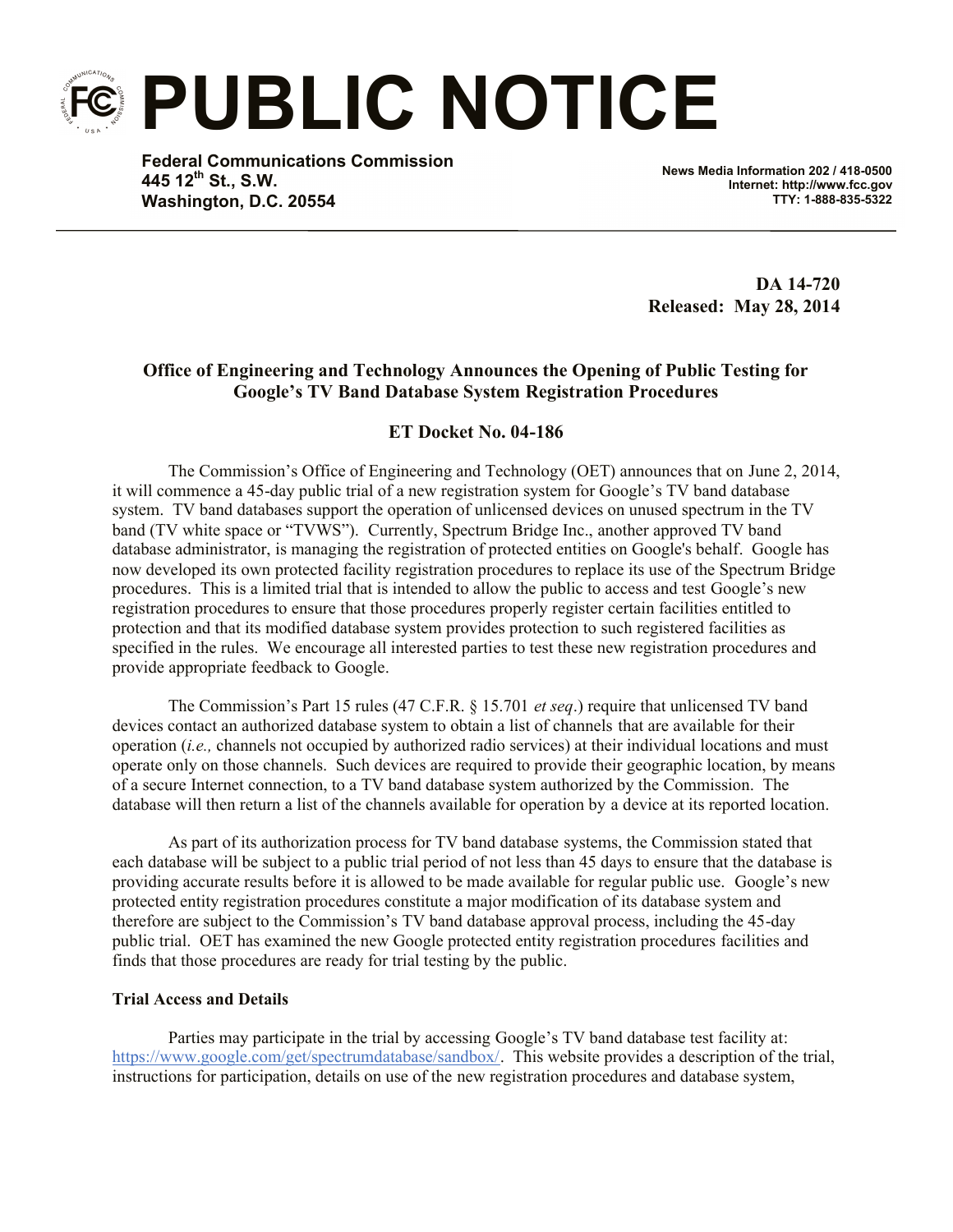# PUBLIC NOTICE

**Federal Communications Commission**
**445 12th St., S.W.**
**Washington, D.C. 20554**

**News Media Information 202 / 418-0500**
**Internet: http://www.fcc.gov**
**TTY: 1-888-835-5322**

**DA 14-720**
**Released: May 28, 2014**

**Office of Engineering and Technology Announces the Opening of Public Testing for Google's TV Band Database System Registration Procedures**

**ET Docket No. 04-186**

The Commission's Office of Engineering and Technology (OET) announces that on June 2, 2014, it will commence a 45-day public trial of a new registration system for Google's TV band database system. TV band databases support the operation of unlicensed devices on unused spectrum in the TV band (TV white space or "TVWS"). Currently, Spectrum Bridge Inc., another approved TV band database administrator, is managing the registration of protected entities on Google's behalf. Google has now developed its own protected facility registration procedures to replace its use of the Spectrum Bridge procedures. This is a limited trial that is intended to allow the public to access and test Google's new registration procedures to ensure that those procedures properly register certain facilities entitled to protection and that its modified database system provides protection to such registered facilities as specified in the rules. We encourage all interested parties to test these new registration procedures and provide appropriate feedback to Google.

The Commission's Part 15 rules (47 C.F.R. § 15.701 *et seq*.) require that unlicensed TV band devices contact an authorized database system to obtain a list of channels that are available for their operation (*i.e.,* channels not occupied by authorized radio services) at their individual locations and must operate only on those channels. Such devices are required to provide their geographic location, by means of a secure Internet connection, to a TV band database system authorized by the Commission. The database will then return a list of the channels available for operation by a device at its reported location.

As part of its authorization process for TV band database systems, the Commission stated that each database will be subject to a public trial period of not less than 45 days to ensure that the database is providing accurate results before it is allowed to be made available for regular public use. Google's new protected entity registration procedures constitute a major modification of its database system and therefore are subject to the Commission's TV band database approval process, including the 45-day public trial. OET has examined the new Google protected entity registration procedures facilities and finds that those procedures are ready for trial testing by the public.

**Trial Access and Details**

Parties may participate in the trial by accessing Google's TV band database test facility at: https://www.google.com/get/spectrumdatabase/sandbox/. This website provides a description of the trial, instructions for participation, details on use of the new registration procedures and database system,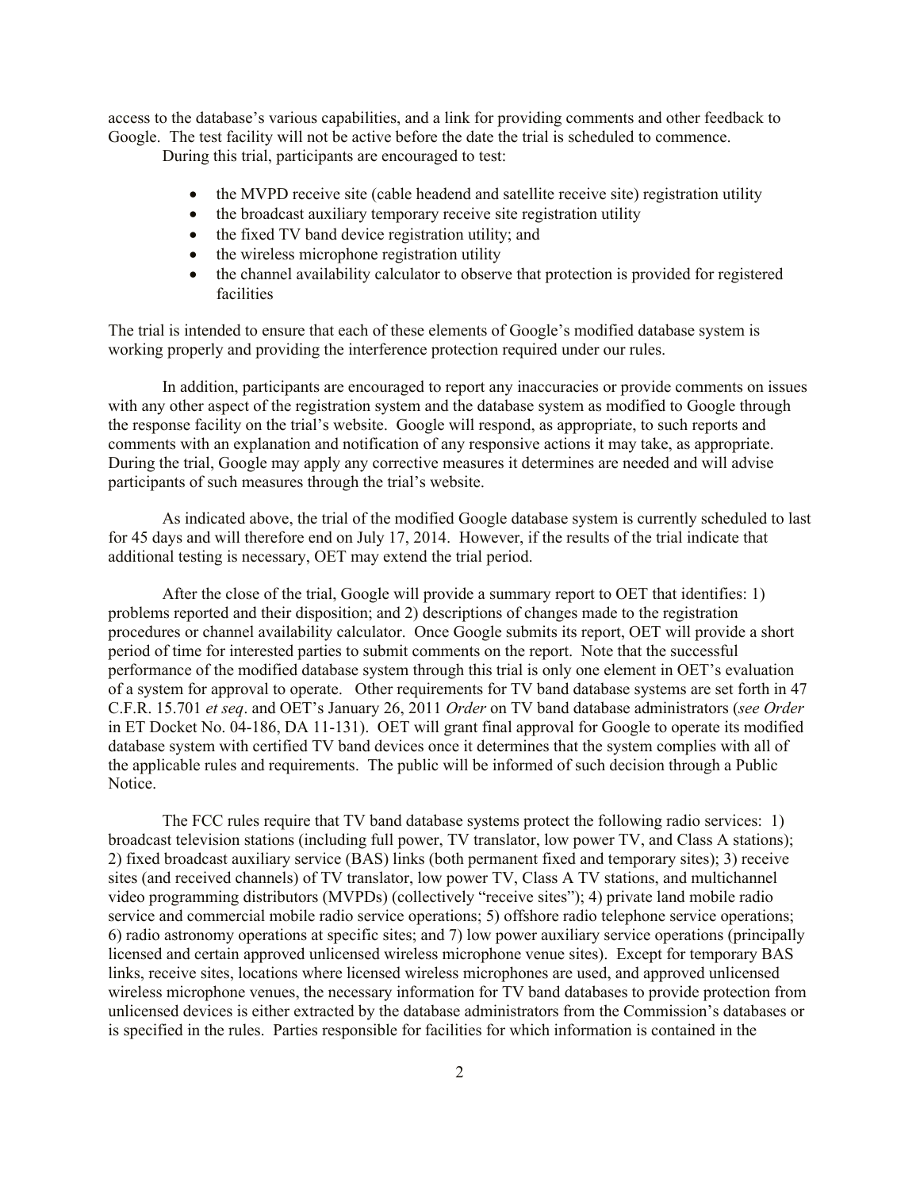access to the database's various capabilities, and a link for providing comments and other feedback to Google. The test facility will not be active before the date the trial is scheduled to commence.

During this trial, participants are encouraged to test:

- the MVPD receive site (cable headend and satellite receive site) registration utility
- the broadcast auxiliary temporary receive site registration utility
- the fixed TV band device registration utility; and
- the wireless microphone registration utility
- the channel availability calculator to observe that protection is provided for registered facilities

The trial is intended to ensure that each of these elements of Google's modified database system is working properly and providing the interference protection required under our rules.

In addition, participants are encouraged to report any inaccuracies or provide comments on issues with any other aspect of the registration system and the database system as modified to Google through the response facility on the trial's website. Google will respond, as appropriate, to such reports and comments with an explanation and notification of any responsive actions it may take, as appropriate. During the trial, Google may apply any corrective measures it determines are needed and will advise participants of such measures through the trial's website.

As indicated above, the trial of the modified Google database system is currently scheduled to last for 45 days and will therefore end on July 17, 2014. However, if the results of the trial indicate that additional testing is necessary, OET may extend the trial period.

After the close of the trial, Google will provide a summary report to OET that identifies: 1) problems reported and their disposition; and 2) descriptions of changes made to the registration procedures or channel availability calculator. Once Google submits its report, OET will provide a short period of time for interested parties to submit comments on the report. Note that the successful performance of the modified database system through this trial is only one element in OET's evaluation of a system for approval to operate. Other requirements for TV band database systems are set forth in 47 C.F.R. 15.701 *et seq*. and OET's January 26, 2011 *Order* on TV band database administrators (*see Order* in ET Docket No. 04-186, DA 11-131). OET will grant final approval for Google to operate its modified database system with certified TV band devices once it determines that the system complies with all of the applicable rules and requirements. The public will be informed of such decision through a Public Notice.

The FCC rules require that TV band database systems protect the following radio services: 1) broadcast television stations (including full power, TV translator, low power TV, and Class A stations); 2) fixed broadcast auxiliary service (BAS) links (both permanent fixed and temporary sites); 3) receive sites (and received channels) of TV translator, low power TV, Class A TV stations, and multichannel video programming distributors (MVPDs) (collectively "receive sites"); 4) private land mobile radio service and commercial mobile radio service operations; 5) offshore radio telephone service operations; 6) radio astronomy operations at specific sites; and 7) low power auxiliary service operations (principally licensed and certain approved unlicensed wireless microphone venue sites). Except for temporary BAS links, receive sites, locations where licensed wireless microphones are used, and approved unlicensed wireless microphone venues, the necessary information for TV band databases to provide protection from unlicensed devices is either extracted by the database administrators from the Commission's databases or is specified in the rules. Parties responsible for facilities for which information is contained in the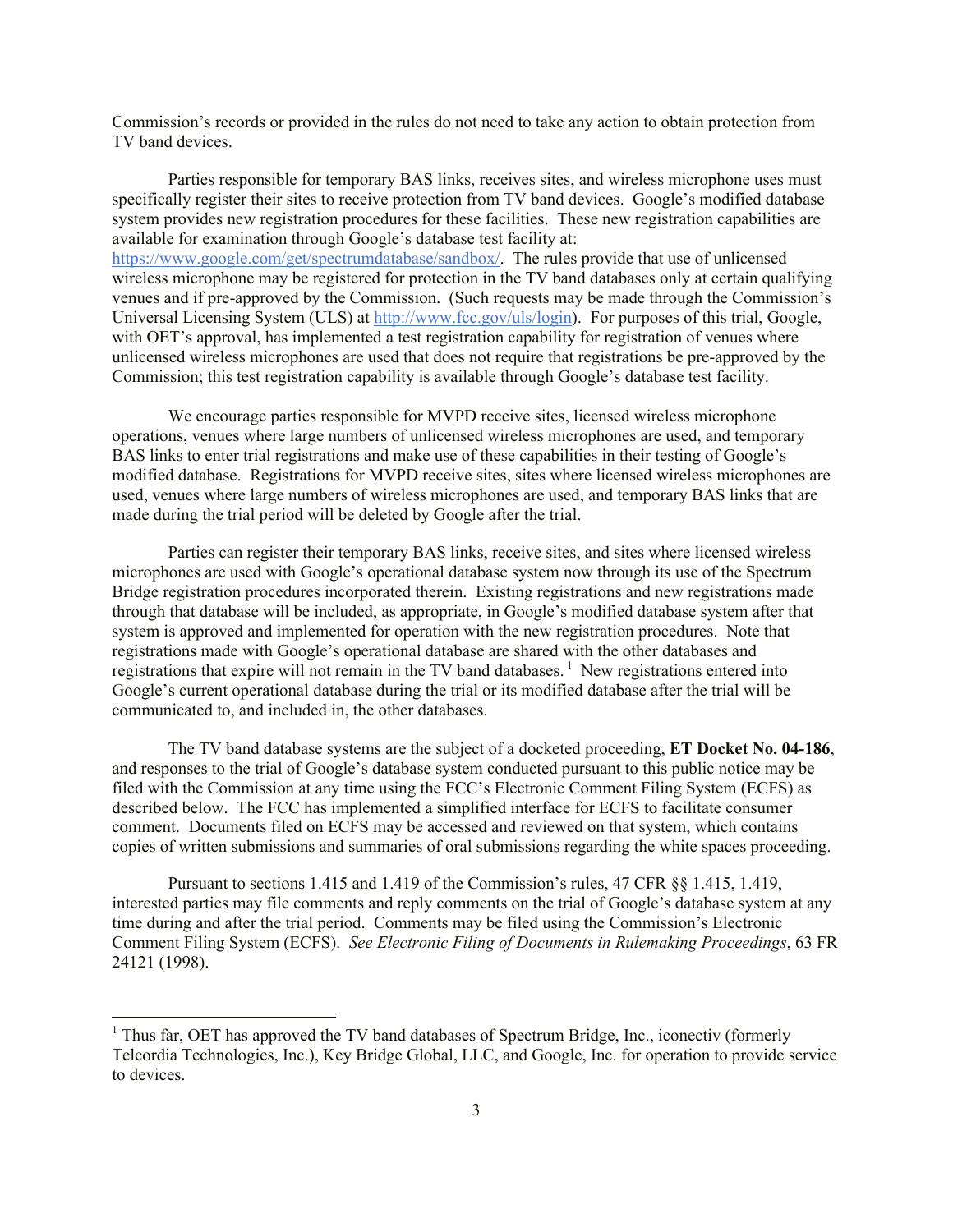Commission's records or provided in the rules do not need to take any action to obtain protection from TV band devices.

Parties responsible for temporary BAS links, receives sites, and wireless microphone uses must specifically register their sites to receive protection from TV band devices. Google's modified database system provides new registration procedures for these facilities. These new registration capabilities are available for examination through Google's database test facility at: https://www.google.com/get/spectrumdatabase/sandbox/. The rules provide that use of unlicensed wireless microphone may be registered for protection in the TV band databases only at certain qualifying venues and if pre-approved by the Commission. (Such requests may be made through the Commission's Universal Licensing System (ULS) at http://www.fcc.gov/uls/login). For purposes of this trial, Google, with OET's approval, has implemented a test registration capability for registration of venues where unlicensed wireless microphones are used that does not require that registrations be pre-approved by the Commission; this test registration capability is available through Google's database test facility.

We encourage parties responsible for MVPD receive sites, licensed wireless microphone operations, venues where large numbers of unlicensed wireless microphones are used, and temporary BAS links to enter trial registrations and make use of these capabilities in their testing of Google's modified database. Registrations for MVPD receive sites, sites where licensed wireless microphones are used, venues where large numbers of wireless microphones are used, and temporary BAS links that are made during the trial period will be deleted by Google after the trial.

Parties can register their temporary BAS links, receive sites, and sites where licensed wireless microphones are used with Google's operational database system now through its use of the Spectrum Bridge registration procedures incorporated therein. Existing registrations and new registrations made through that database will be included, as appropriate, in Google's modified database system after that system is approved and implemented for operation with the new registration procedures. Note that registrations made with Google's operational database are shared with the other databases and registrations that expire will not remain in the TV band databases.[1] New registrations entered into Google's current operational database during the trial or its modified database after the trial will be communicated to, and included in, the other databases.

The TV band database systems are the subject of a docketed proceeding, **ET Docket No. 04-186**, and responses to the trial of Google's database system conducted pursuant to this public notice may be filed with the Commission at any time using the FCC's Electronic Comment Filing System (ECFS) as described below. The FCC has implemented a simplified interface for ECFS to facilitate consumer comment. Documents filed on ECFS may be accessed and reviewed on that system, which contains copies of written submissions and summaries of oral submissions regarding the white spaces proceeding.

Pursuant to sections 1.415 and 1.419 of the Commission's rules, 47 CFR §§ 1.415, 1.419, interested parties may file comments and reply comments on the trial of Google's database system at any time during and after the trial period. Comments may be filed using the Commission's Electronic Comment Filing System (ECFS). *See Electronic Filing of Documents in Rulemaking Proceedings*, 63 FR 24121 (1998).

---

[1] Thus far, OET has approved the TV band databases of Spectrum Bridge, Inc., iconectiv (formerly Telcordia Technologies, Inc.), Key Bridge Global, LLC, and Google, Inc. for operation to provide service to devices.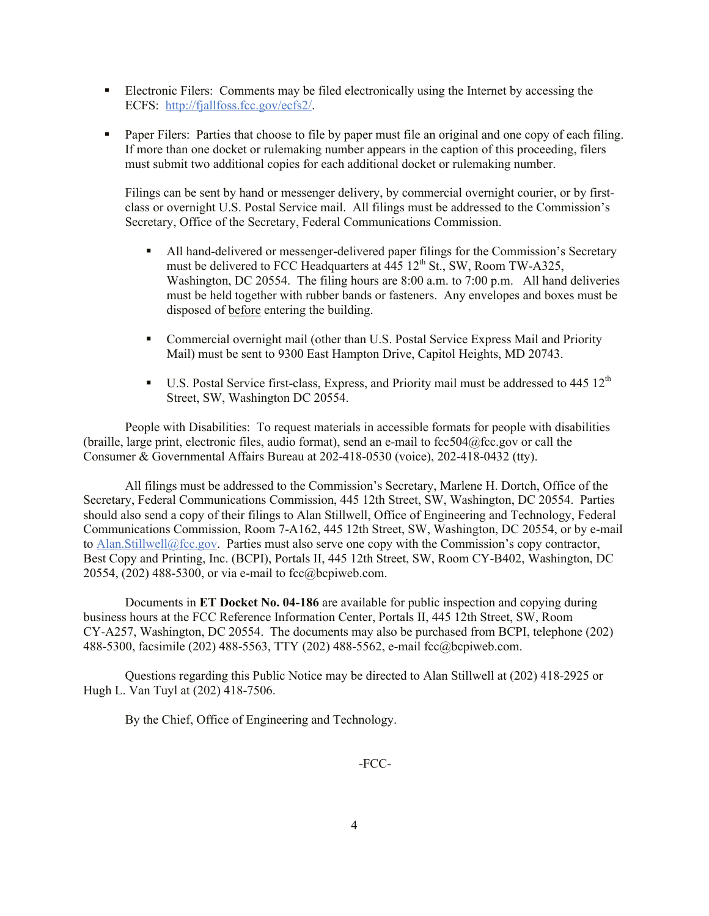- Electronic Filers: Comments may be filed electronically using the Internet by accessing the ECFS: http://fjallfoss.fcc.gov/ecfs2/.

- Paper Filers: Parties that choose to file by paper must file an original and one copy of each filing. If more than one docket or rulemaking number appears in the caption of this proceeding, filers must submit two additional copies for each additional docket or rulemaking number.

  Filings can be sent by hand or messenger delivery, by commercial overnight courier, or by first-class or overnight U.S. Postal Service mail. All filings must be addressed to the Commission's Secretary, Office of the Secretary, Federal Communications Commission.

  - All hand-delivered or messenger-delivered paper filings for the Commission's Secretary must be delivered to FCC Headquarters at 445 12th St., SW, Room TW-A325, Washington, DC 20554. The filing hours are 8:00 a.m. to 7:00 p.m. All hand deliveries must be held together with rubber bands or fasteners. Any envelopes and boxes must be disposed of before entering the building.

  - Commercial overnight mail (other than U.S. Postal Service Express Mail and Priority Mail) must be sent to 9300 East Hampton Drive, Capitol Heights, MD 20743.

  - U.S. Postal Service first-class, Express, and Priority mail must be addressed to 445 12th Street, SW, Washington DC 20554.

People with Disabilities: To request materials in accessible formats for people with disabilities (braille, large print, electronic files, audio format), send an e-mail to fcc504@fcc.gov or call the Consumer & Governmental Affairs Bureau at 202-418-0530 (voice), 202-418-0432 (tty).

All filings must be addressed to the Commission's Secretary, Marlene H. Dortch, Office of the Secretary, Federal Communications Commission, 445 12th Street, SW, Washington, DC 20554. Parties should also send a copy of their filings to Alan Stillwell, Office of Engineering and Technology, Federal Communications Commission, Room 7-A162, 445 12th Street, SW, Washington, DC 20554, or by e-mail to Alan.Stillwell@fcc.gov. Parties must also serve one copy with the Commission's copy contractor, Best Copy and Printing, Inc. (BCPI), Portals II, 445 12th Street, SW, Room CY-B402, Washington, DC 20554, (202) 488-5300, or via e-mail to fcc@bcpiweb.com.

Documents in **ET Docket No. 04-186** are available for public inspection and copying during business hours at the FCC Reference Information Center, Portals II, 445 12th Street, SW, Room CY-A257, Washington, DC 20554. The documents may also be purchased from BCPI, telephone (202) 488-5300, facsimile (202) 488-5563, TTY (202) 488-5562, e-mail fcc@bcpiweb.com.

Questions regarding this Public Notice may be directed to Alan Stillwell at (202) 418-2925 or Hugh L. Van Tuyl at (202) 418-7506.

By the Chief, Office of Engineering and Technology.

-FCC-